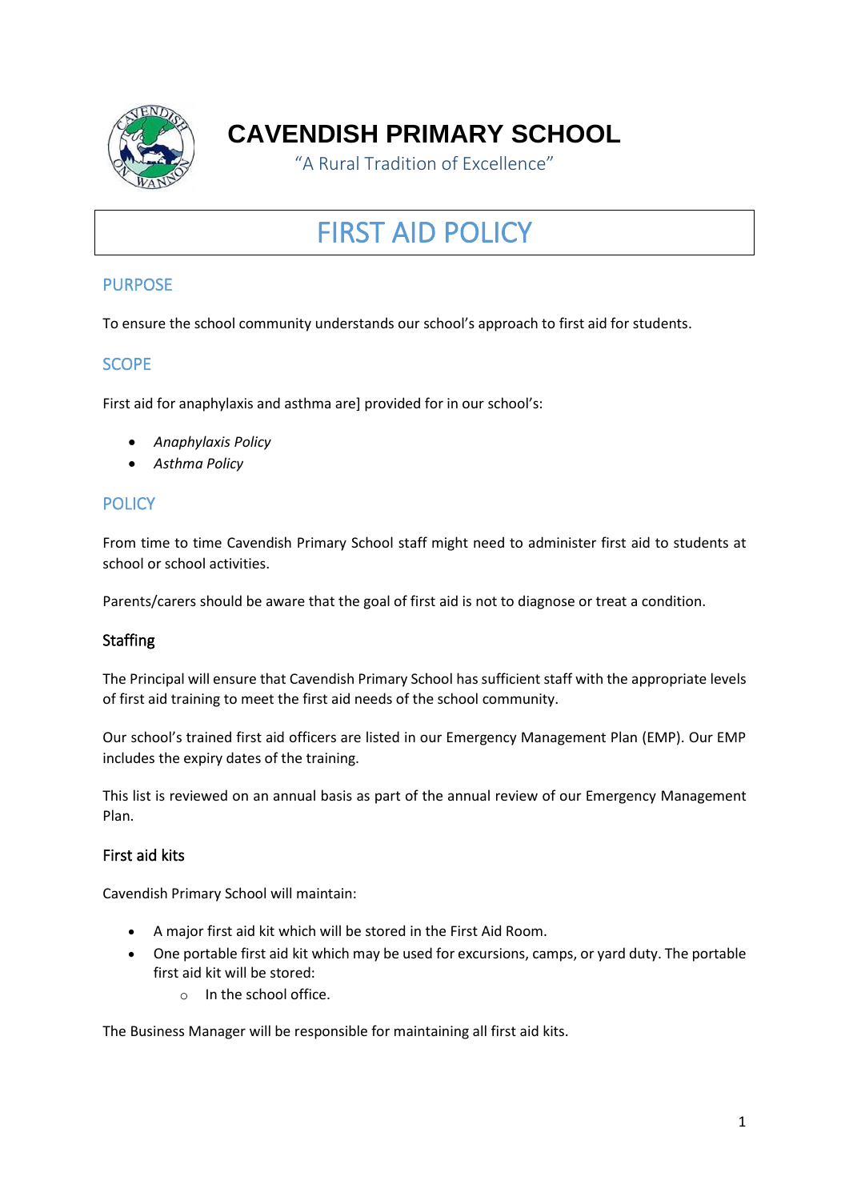# CAVENDISH PRIMARY SCHOOL

"A Rural Tradition of Excellence"

# FIRST AID POLICY

## PURPOSE

To ensure the school community understands our school's approach to first aid for students.

## SCOPE

First aid for anaphylaxis and asthma are] provided for in our school's:

- *Anaphylaxis Policy*
- *Asthma Policy*

## POLICY

From time to time Cavendish Primary School staff might need to administer first aid to students at school or school activities.

Parents/carers should be aware that the goal of first aid is not to diagnose or treat a condition.

### Staffing

The Principal will ensure that Cavendish Primary School has sufficient staff with the appropriate levels of first aid training to meet the first aid needs of the school community.

Our school's trained first aid officers are listed in our Emergency Management Plan (EMP). Our EMP includes the expiry dates of the training.

This list is reviewed on an annual basis as part of the annual review of our Emergency Management Plan.

### First aid kits

Cavendish Primary School will maintain:

- A major first aid kit which will be stored in the First Aid Room.
- One portable first aid kit which may be used for excursions, camps, or yard duty. The portable first aid kit will be stored:
  - In the school office.

The Business Manager will be responsible for maintaining all first aid kits.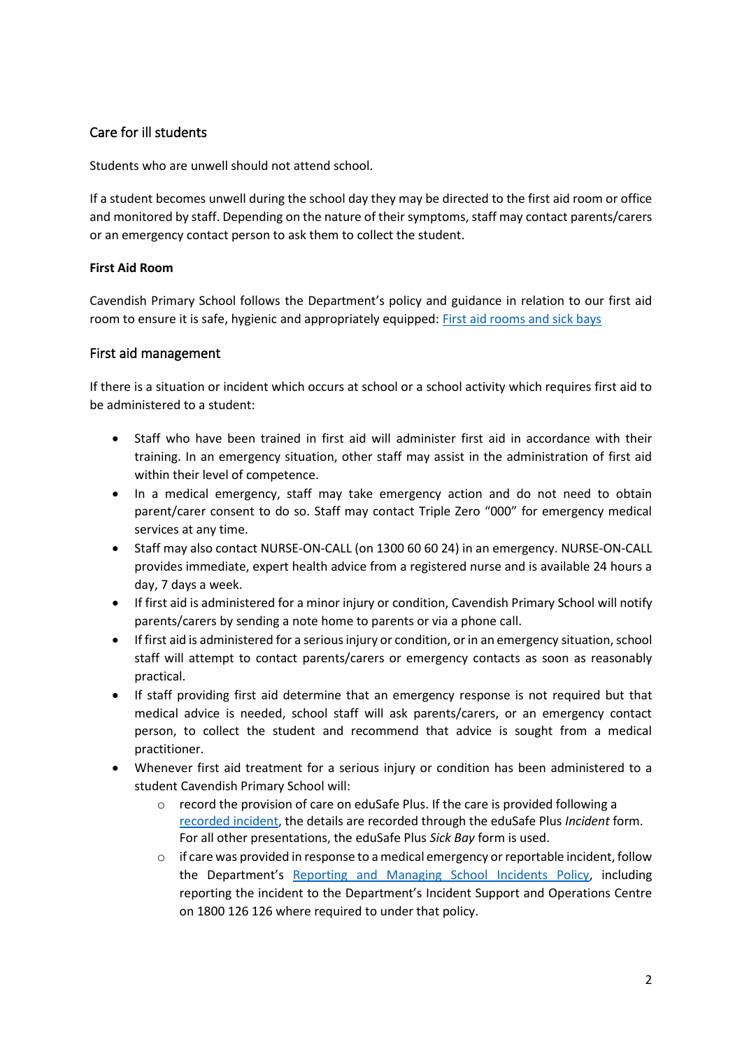## Care for ill students

Students who are unwell should not attend school.

If a student becomes unwell during the school day they may be directed to the first aid room or office and monitored by staff. Depending on the nature of their symptoms, staff may contact parents/carers or an emergency contact person to ask them to collect the student.

**First Aid Room**

Cavendish Primary School follows the Department's policy and guidance in relation to our first aid room to ensure it is safe, hygienic and appropriately equipped: [First aid rooms and sick bays]()

## First aid management

If there is a situation or incident which occurs at school or a school activity which requires first aid to be administered to a student:

- Staff who have been trained in first aid will administer first aid in accordance with their training. In an emergency situation, other staff may assist in the administration of first aid within their level of competence.
- In a medical emergency, staff may take emergency action and do not need to obtain parent/carer consent to do so. Staff may contact Triple Zero "000" for emergency medical services at any time.
- Staff may also contact NURSE-ON-CALL (on 1300 60 60 24) in an emergency. NURSE-ON-CALL provides immediate, expert health advice from a registered nurse and is available 24 hours a day, 7 days a week.
- If first aid is administered for a minor injury or condition, Cavendish Primary School will notify parents/carers by sending a note home to parents or via a phone call.
- If first aid is administered for a serious injury or condition, or in an emergency situation, school staff will attempt to contact parents/carers or emergency contacts as soon as reasonably practical.
- If staff providing first aid determine that an emergency response is not required but that medical advice is needed, school staff will ask parents/carers, or an emergency contact person, to collect the student and recommend that advice is sought from a medical practitioner.
- Whenever first aid treatment for a serious injury or condition has been administered to a student Cavendish Primary School will:
  - record the provision of care on eduSafe Plus. If the care is provided following a [recorded incident](), the details are recorded through the eduSafe Plus *Incident* form. For all other presentations, the eduSafe Plus *Sick Bay* form is used.
  - if care was provided in response to a medical emergency or reportable incident, follow the Department's [Reporting and Managing School Incidents Policy](), including reporting the incident to the Department's Incident Support and Operations Centre on 1800 126 126 where required to under that policy.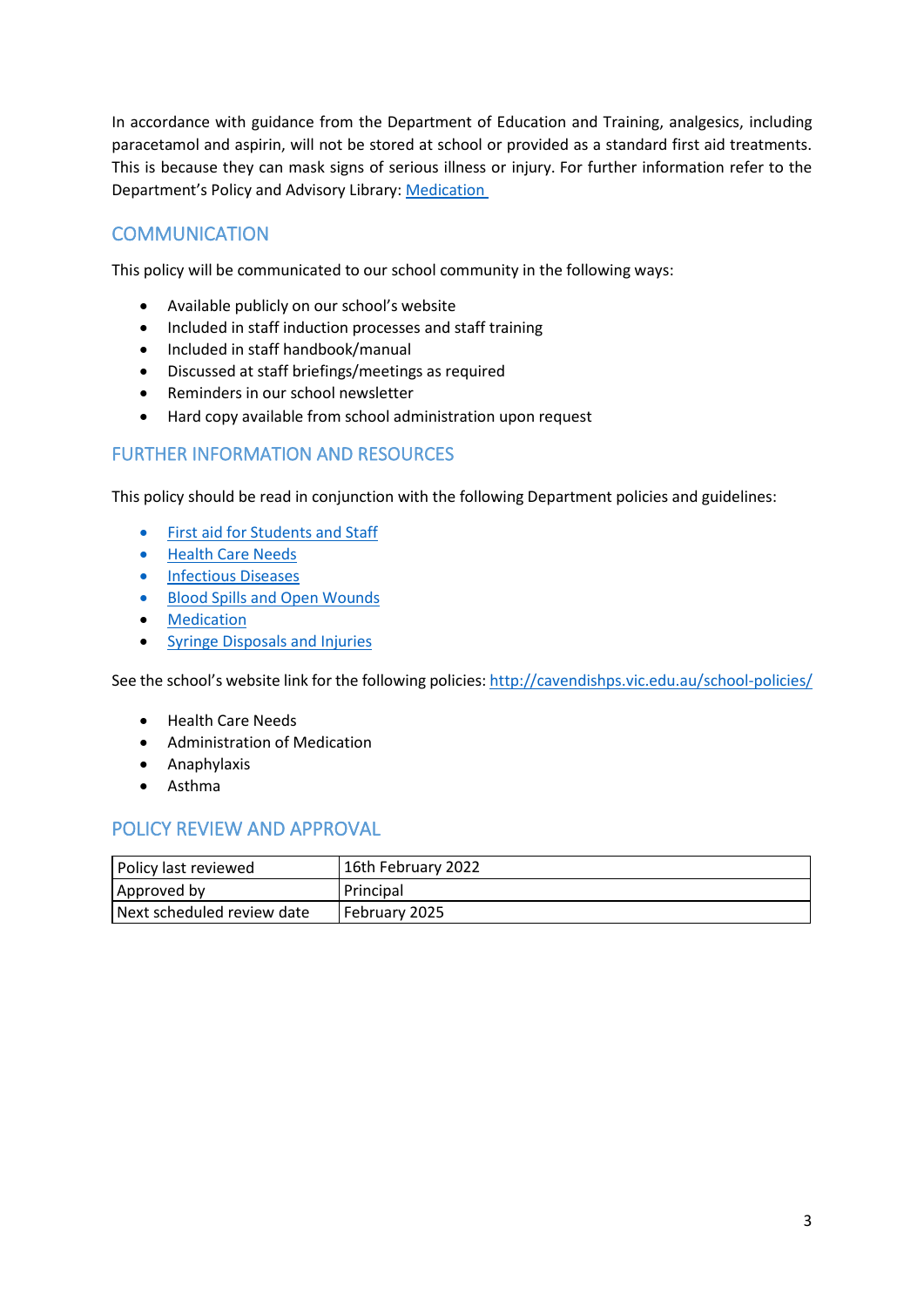In accordance with guidance from the Department of Education and Training, analgesics, including paracetamol and aspirin, will not be stored at school or provided as a standard first aid treatments. This is because they can mask signs of serious illness or injury. For further information refer to the Department's Policy and Advisory Library: Medication

## COMMUNICATION

This policy will be communicated to our school community in the following ways:

- Available publicly on our school's website
- Included in staff induction processes and staff training
- Included in staff handbook/manual
- Discussed at staff briefings/meetings as required
- Reminders in our school newsletter
- Hard copy available from school administration upon request

## FURTHER INFORMATION AND RESOURCES

This policy should be read in conjunction with the following Department policies and guidelines:

- First aid for Students and Staff
- Health Care Needs
- Infectious Diseases
- Blood Spills and Open Wounds
- Medication
- Syringe Disposals and Injuries

See the school's website link for the following policies: http://cavendishps.vic.edu.au/school-policies/

- Health Care Needs
- Administration of Medication
- Anaphylaxis
- Asthma

## POLICY REVIEW AND APPROVAL

| | |
|---|---|
| Policy last reviewed | 16th February 2022 |
| Approved by | Principal |
| Next scheduled review date | February 2025 |